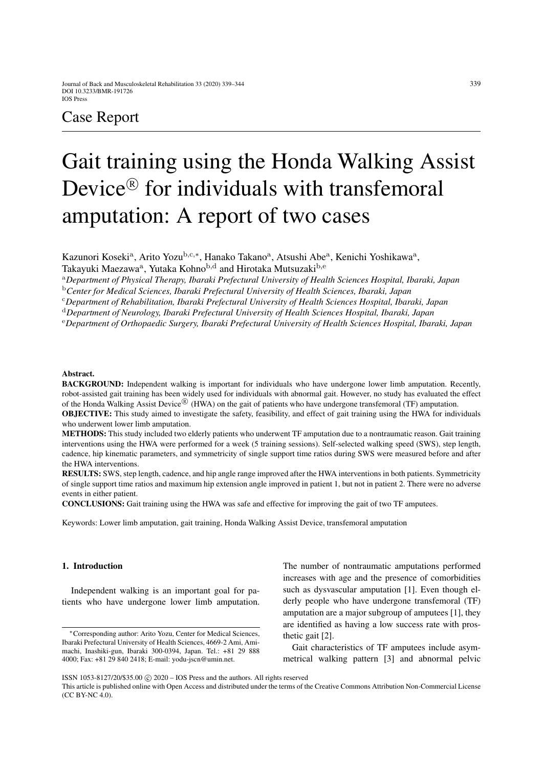Case Report

# Gait training using the Honda Walking Assist Device® for individuals with transfemoral amputation: A report of two cases

Kazunori Koseki[a], Arito Yozu[b,c,*], Hanako Takano[a], Atsushi Abe[a], Kenichi Yoshikawa[a], Takayuki Maezawa[a], Yutaka Kohno[b,d] and Hirotaka Mutsuzaki[b,e]

[a]*Department of Physical Therapy, Ibaraki Prefectural University of Health Sciences Hospital, Ibaraki, Japan*
[b]*Center for Medical Sciences, Ibaraki Prefectural University of Health Sciences, Ibaraki, Japan*
[c]*Department of Rehabilitation, Ibaraki Prefectural University of Health Sciences Hospital, Ibaraki, Japan*
[d]*Department of Neurology, Ibaraki Prefectural University of Health Sciences Hospital, Ibaraki, Japan*
[e]*Department of Orthopaedic Surgery, Ibaraki Prefectural University of Health Sciences Hospital, Ibaraki, Japan*

**Abstract.**

**BACKGROUND:** Independent walking is important for individuals who have undergone lower limb amputation. Recently, robot-assisted gait training has been widely used for individuals with abnormal gait. However, no study has evaluated the effect of the Honda Walking Assist Device® (HWA) on the gait of patients who have undergone transfemoral (TF) amputation.

**OBJECTIVE:** This study aimed to investigate the safety, feasibility, and effect of gait training using the HWA for individuals who underwent lower limb amputation.

**METHODS:** This study included two elderly patients who underwent TF amputation due to a nontraumatic reason. Gait training interventions using the HWA were performed for a week (5 training sessions). Self-selected walking speed (SWS), step length, cadence, hip kinematic parameters, and symmetricity of single support time ratios during SWS were measured before and after the HWA interventions.

**RESULTS:** SWS, step length, cadence, and hip angle range improved after the HWA interventions in both patients. Symmetricity of single support time ratios and maximum hip extension angle improved in patient 1, but not in patient 2. There were no adverse events in either patient.

**CONCLUSIONS:** Gait training using the HWA was safe and effective for improving the gait of two TF amputees.

Keywords: Lower limb amputation, gait training, Honda Walking Assist Device, transfemoral amputation

## 1. Introduction

Independent walking is an important goal for patients who have undergone lower limb amputation. The number of nontraumatic amputations performed increases with age and the presence of comorbidities such as dysvascular amputation [1]. Even though elderly people who have undergone transfemoral (TF) amputation are a major subgroup of amputees [1], they are identified as having a low success rate with prosthetic gait [2].

Gait characteristics of TF amputees include asymmetrical walking pattern [3] and abnormal pelvic

*Corresponding author: Arito Yozu, Center for Medical Sciences, Ibaraki Prefectural University of Health Sciences, 4669-2 Ami, Amimachi, Inashiki-gun, Ibaraki 300-0394, Japan. Tel.: +81 29 888 4000; Fax: +81 29 840 2418; E-mail: yodu-jscn@umin.net.

ISSN 1053-8127/20/$35.00 © 2020 – IOS Press and the authors. All rights reserved

This article is published online with Open Access and distributed under the terms of the Creative Commons Attribution Non-Commercial License (CC BY-NC 4.0).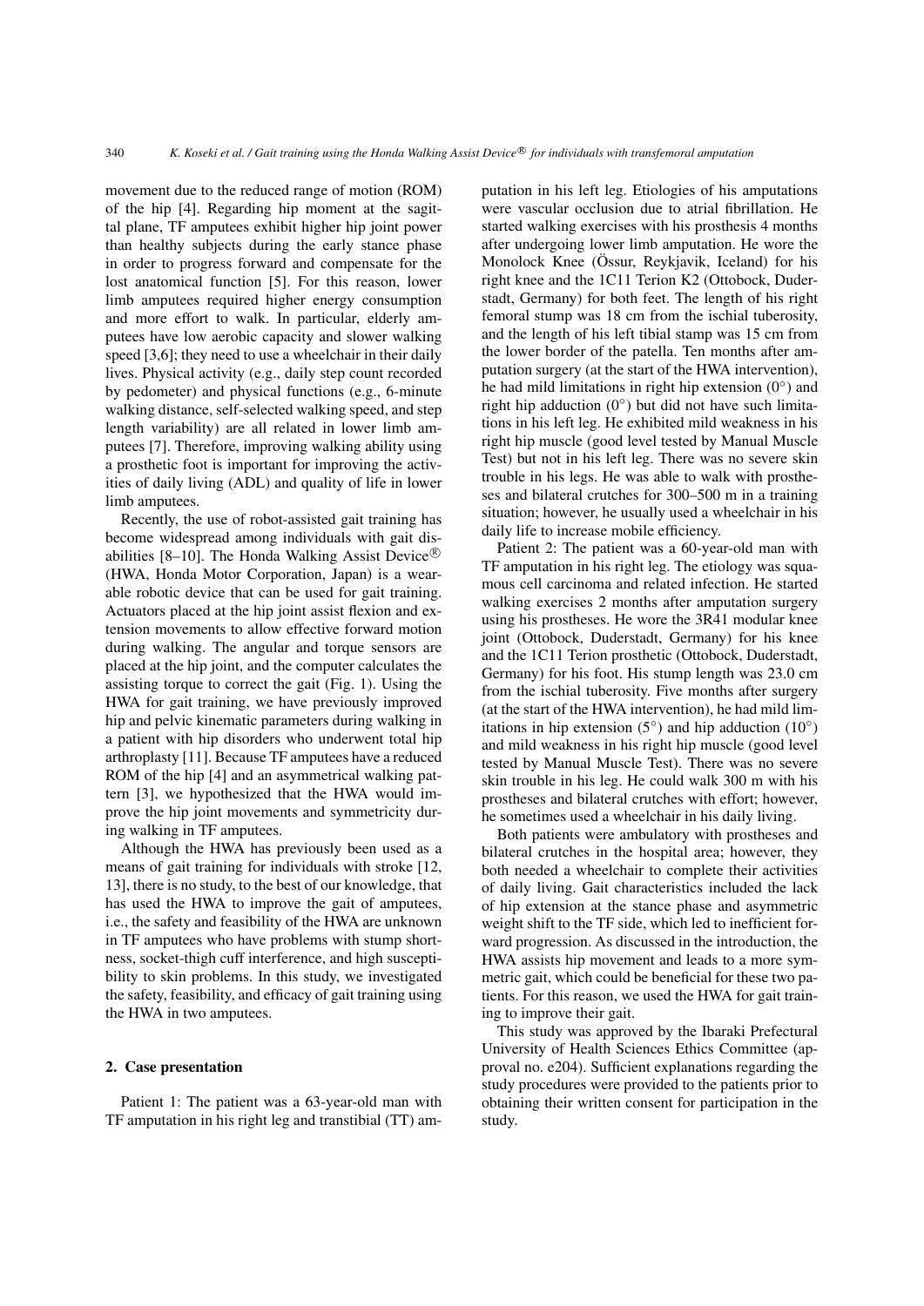movement due to the reduced range of motion (ROM) of the hip [4]. Regarding hip moment at the sagittal plane, TF amputees exhibit higher hip joint power than healthy subjects during the early stance phase in order to progress forward and compensate for the lost anatomical function [5]. For this reason, lower limb amputees required higher energy consumption and more effort to walk. In particular, elderly amputees have low aerobic capacity and slower walking speed [3,6]; they need to use a wheelchair in their daily lives. Physical activity (e.g., daily step count recorded by pedometer) and physical functions (e.g., 6-minute walking distance, self-selected walking speed, and step length variability) are all related in lower limb amputees [7]. Therefore, improving walking ability using a prosthetic foot is important for improving the activities of daily living (ADL) and quality of life in lower limb amputees.

Recently, the use of robot-assisted gait training has become widespread among individuals with gait disabilities [8–10]. The Honda Walking Assist Device® (HWA, Honda Motor Corporation, Japan) is a wearable robotic device that can be used for gait training. Actuators placed at the hip joint assist flexion and extension movements to allow effective forward motion during walking. The angular and torque sensors are placed at the hip joint, and the computer calculates the assisting torque to correct the gait (Fig. 1). Using the HWA for gait training, we have previously improved hip and pelvic kinematic parameters during walking in a patient with hip disorders who underwent total hip arthroplasty [11]. Because TF amputees have a reduced ROM of the hip [4] and an asymmetrical walking pattern [3], we hypothesized that the HWA would improve the hip joint movements and symmetricity during walking in TF amputees.

Although the HWA has previously been used as a means of gait training for individuals with stroke [12, 13], there is no study, to the best of our knowledge, that has used the HWA to improve the gait of amputees, i.e., the safety and feasibility of the HWA are unknown in TF amputees who have problems with stump shortness, socket-thigh cuff interference, and high susceptibility to skin problems. In this study, we investigated the safety, feasibility, and efficacy of gait training using the HWA in two amputees.

## 2. Case presentation

Patient 1: The patient was a 63-year-old man with TF amputation in his right leg and transtibial (TT) amputation in his left leg. Etiologies of his amputations were vascular occlusion due to atrial fibrillation. He started walking exercises with his prosthesis 4 months after undergoing lower limb amputation. He wore the Monolock Knee (Össur, Reykjavik, Iceland) for his right knee and the 1C11 Terion K2 (Ottobock, Duderstadt, Germany) for both feet. The length of his right femoral stump was 18 cm from the ischial tuberosity, and the length of his left tibial stamp was 15 cm from the lower border of the patella. Ten months after amputation surgery (at the start of the HWA intervention), he had mild limitations in right hip extension (0°) and right hip adduction (0°) but did not have such limitations in his left leg. He exhibited mild weakness in his right hip muscle (good level tested by Manual Muscle Test) but not in his left leg. There was no severe skin trouble in his legs. He was able to walk with prostheses and bilateral crutches for 300–500 m in a training situation; however, he usually used a wheelchair in his daily life to increase mobile efficiency.

Patient 2: The patient was a 60-year-old man with TF amputation in his right leg. The etiology was squamous cell carcinoma and related infection. He started walking exercises 2 months after amputation surgery using his prostheses. He wore the 3R41 modular knee joint (Ottobock, Duderstadt, Germany) for his knee and the 1C11 Terion prosthetic (Ottobock, Duderstadt, Germany) for his foot. His stump length was 23.0 cm from the ischial tuberosity. Five months after surgery (at the start of the HWA intervention), he had mild limitations in hip extension (5°) and hip adduction (10°) and mild weakness in his right hip muscle (good level tested by Manual Muscle Test). There was no severe skin trouble in his leg. He could walk 300 m with his prostheses and bilateral crutches with effort; however, he sometimes used a wheelchair in his daily living.

Both patients were ambulatory with prostheses and bilateral crutches in the hospital area; however, they both needed a wheelchair to complete their activities of daily living. Gait characteristics included the lack of hip extension at the stance phase and asymmetric weight shift to the TF side, which led to inefficient forward progression. As discussed in the introduction, the HWA assists hip movement and leads to a more symmetric gait, which could be beneficial for these two patients. For this reason, we used the HWA for gait training to improve their gait.

This study was approved by the Ibaraki Prefectural University of Health Sciences Ethics Committee (approval no. e204). Sufficient explanations regarding the study procedures were provided to the patients prior to obtaining their written consent for participation in the study.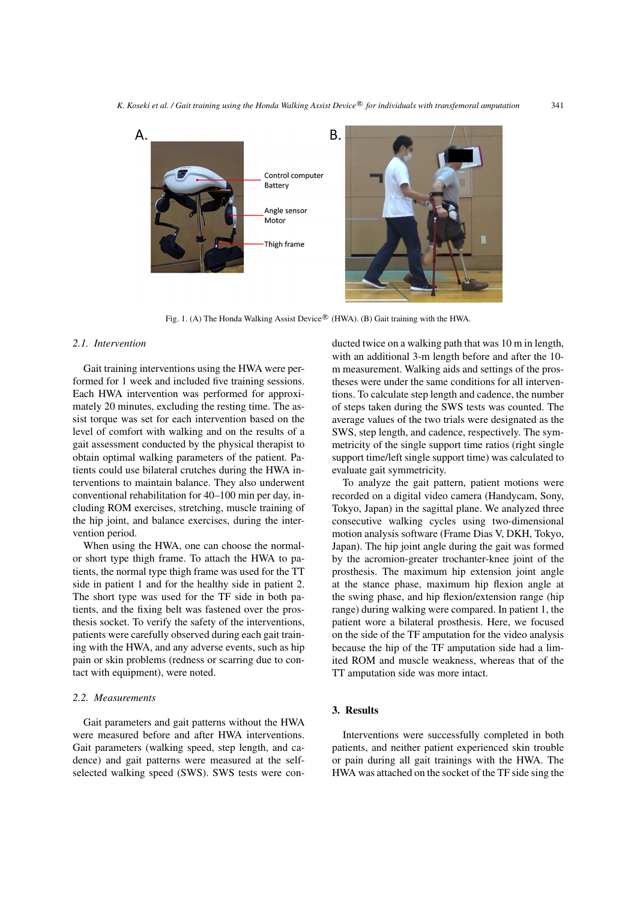Fig. 1. (A) The Honda Walking Assist Device® (HWA). (B) Gait training with the HWA.

### 2.1. Intervention

Gait training interventions using the HWA were performed for 1 week and included five training sessions. Each HWA intervention was performed for approximately 20 minutes, excluding the resting time. The assist torque was set for each intervention based on the level of comfort with walking and on the results of a gait assessment conducted by the physical therapist to obtain optimal walking parameters of the patient. Patients could use bilateral crutches during the HWA interventions to maintain balance. They also underwent conventional rehabilitation for 40–100 min per day, including ROM exercises, stretching, muscle training of the hip joint, and balance exercises, during the intervention period.

When using the HWA, one can choose the normal- or short type thigh frame. To attach the HWA to patients, the normal type thigh frame was used for the TT side in patient 1 and for the healthy side in patient 2. The short type was used for the TF side in both patients, and the fixing belt was fastened over the prosthesis socket. To verify the safety of the interventions, patients were carefully observed during each gait training with the HWA, and any adverse events, such as hip pain or skin problems (redness or scarring due to contact with equipment), were noted.

### 2.2. Measurements

Gait parameters and gait patterns without the HWA were measured before and after HWA interventions. Gait parameters (walking speed, step length, and cadence) and gait patterns were measured at the self-selected walking speed (SWS). SWS tests were conducted twice on a walking path that was 10 m in length, with an additional 3-m length before and after the 10-m measurement. Walking aids and settings of the prostheses were under the same conditions for all interventions. To calculate step length and cadence, the number of steps taken during the SWS tests was counted. The average values of the two trials were designated as the SWS, step length, and cadence, respectively. The symmetricity of the single support time ratios (right single support time/left single support time) was calculated to evaluate gait symmetricity.

To analyze the gait pattern, patient motions were recorded on a digital video camera (Handycam, Sony, Tokyo, Japan) in the sagittal plane. We analyzed three consecutive walking cycles using two-dimensional motion analysis software (Frame Dias V, DKH, Tokyo, Japan). The hip joint angle during the gait was formed by the acromion-greater trochanter-knee joint of the prosthesis. The maximum hip extension joint angle at the stance phase, maximum hip flexion angle at the swing phase, and hip flexion/extension range (hip range) during walking were compared. In patient 1, the patient wore a bilateral prosthesis. Here, we focused on the side of the TF amputation for the video analysis because the hip of the TF amputation side had a limited ROM and muscle weakness, whereas that of the TT amputation side was more intact.

## 3. Results

Interventions were successfully completed in both patients, and neither patient experienced skin trouble or pain during all gait trainings with the HWA. The HWA was attached on the socket of the TF side sing the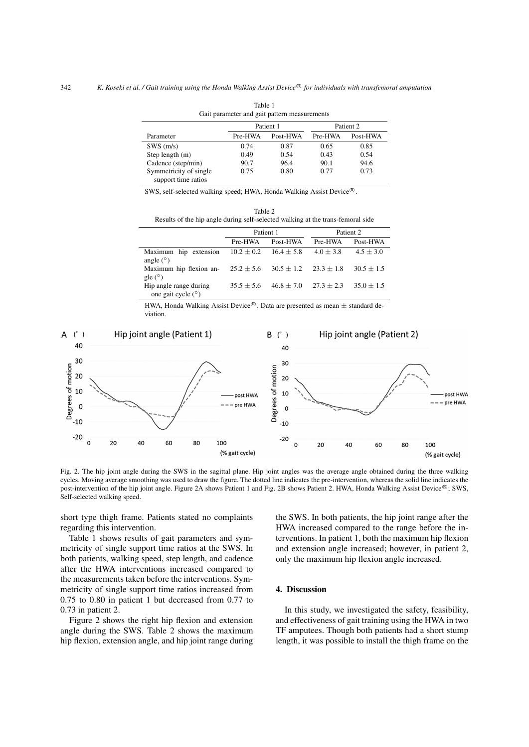Table 1
Gait parameter and gait pattern measurements

| | Patient 1 | | Patient 2 | |
|---|---|---|---|---|
| Parameter | Pre-HWA | Post-HWA | Pre-HWA | Post-HWA |
| SWS (m/s) | 0.74 | 0.87 | 0.65 | 0.85 |
| Step length (m) | 0.49 | 0.54 | 0.43 | 0.54 |
| Cadence (step/min) | 90.7 | 96.4 | 90.1 | 94.6 |
| Symmetricity of single support time ratios | 0.75 | 0.80 | 0.77 | 0.73 |

SWS, self-selected walking speed; HWA, Honda Walking Assist Device®.

Table 2
Results of the hip angle during self-selected walking at the trans-femoral side

| | Patient 1 | | Patient 2 | |
|---|---|---|---|---|
| | Pre-HWA | Post-HWA | Pre-HWA | Post-HWA |
| Maximum hip extension angle (°) | $10.2 \pm 0.2$ | $16.4 \pm 5.8$ | $4.0 \pm 3.8$ | $4.5 \pm 3.0$ |
| Maximum hip flexion angle (°) | $25.2 \pm 5.6$ | $30.5 \pm 1.2$ | $23.3 \pm 1.8$ | $30.5 \pm 1.5$ |
| Hip angle range during one gait cycle (°) | $35.5 \pm 5.6$ | $46.8 \pm 7.0$ | $27.3 \pm 2.3$ | $35.0 \pm 1.5$ |

HWA, Honda Walking Assist Device®. Data are presented as mean ± standard deviation.

Fig. 2. The hip joint angle during the SWS in the sagittal plane. Hip joint angles was the average angle obtained during the three walking cycles. Moving average smoothing was used to draw the figure. The dotted line indicates the pre-intervention, whereas the solid line indicates the post-intervention of the hip joint angle. Figure 2A shows Patient 1 and Fig. 2B shows Patient 2. HWA, Honda Walking Assist Device®; SWS, Self-selected walking speed.

short type thigh frame. Patients stated no complaints regarding this intervention.

Table 1 shows results of gait parameters and symmetricity of single support time ratios at the SWS. In both patients, walking speed, step length, and cadence after the HWA interventions increased compared to the measurements taken before the interventions. Symmetricity of single support time ratios increased from 0.75 to 0.80 in patient 1 but decreased from 0.77 to 0.73 in patient 2.

Figure 2 shows the right hip flexion and extension angle during the SWS. Table 2 shows the maximum hip flexion, extension angle, and hip joint range during the SWS. In both patients, the hip joint range after the HWA increased compared to the range before the interventions. In patient 1, both the maximum hip flexion and extension angle increased; however, in patient 2, only the maximum hip flexion angle increased.

## 4. Discussion

In this study, we investigated the safety, feasibility, and effectiveness of gait training using the HWA in two TF amputees. Though both patients had a short stump length, it was possible to install the thigh frame on the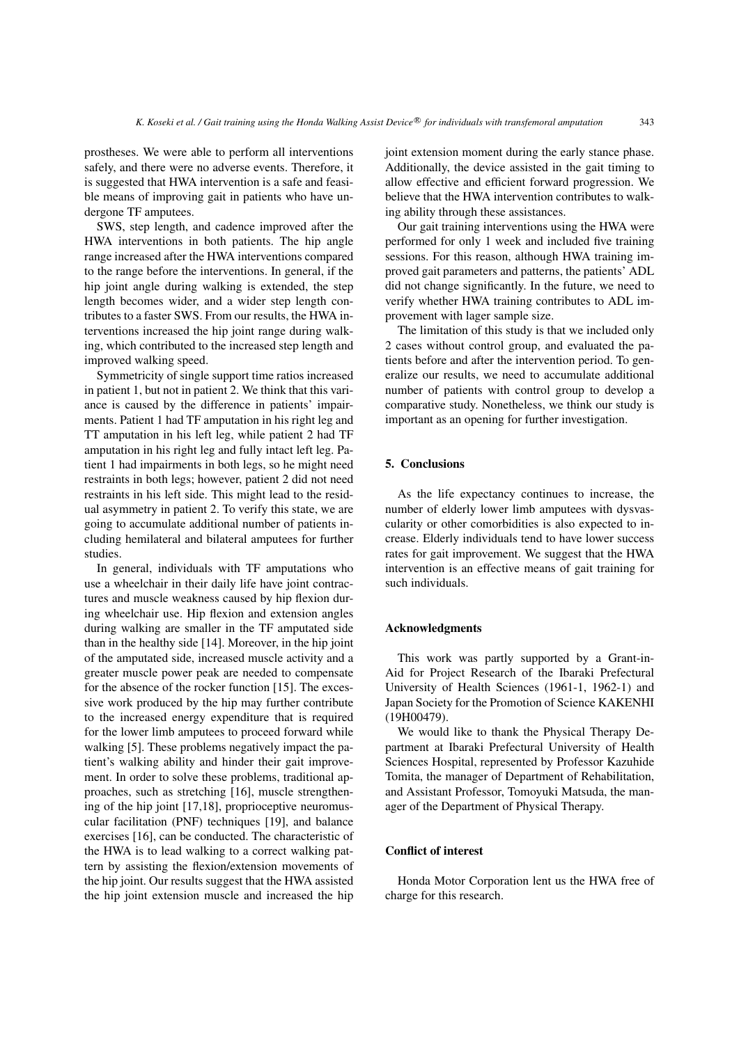prostheses. We were able to perform all interventions safely, and there were no adverse events. Therefore, it is suggested that HWA intervention is a safe and feasible means of improving gait in patients who have undergone TF amputees.

SWS, step length, and cadence improved after the HWA interventions in both patients. The hip angle range increased after the HWA interventions compared to the range before the interventions. In general, if the hip joint angle during walking is extended, the step length becomes wider, and a wider step length contributes to a faster SWS. From our results, the HWA interventions increased the hip joint range during walking, which contributed to the increased step length and improved walking speed.

Symmetricity of single support time ratios increased in patient 1, but not in patient 2. We think that this variance is caused by the difference in patients' impairments. Patient 1 had TF amputation in his right leg and TT amputation in his left leg, while patient 2 had TF amputation in his right leg and fully intact left leg. Patient 1 had impairments in both legs, so he might need restraints in both legs; however, patient 2 did not need restraints in his left side. This might lead to the residual asymmetry in patient 2. To verify this state, we are going to accumulate additional number of patients including hemilateral and bilateral amputees for further studies.

In general, individuals with TF amputations who use a wheelchair in their daily life have joint contractures and muscle weakness caused by hip flexion during wheelchair use. Hip flexion and extension angles during walking are smaller in the TF amputated side than in the healthy side [14]. Moreover, in the hip joint of the amputated side, increased muscle activity and a greater muscle power peak are needed to compensate for the absence of the rocker function [15]. The excessive work produced by the hip may further contribute to the increased energy expenditure that is required for the lower limb amputees to proceed forward while walking [5]. These problems negatively impact the patient's walking ability and hinder their gait improvement. In order to solve these problems, traditional approaches, such as stretching [16], muscle strengthening of the hip joint [17,18], proprioceptive neuromuscular facilitation (PNF) techniques [19], and balance exercises [16], can be conducted. The characteristic of the HWA is to lead walking to a correct walking pattern by assisting the flexion/extension movements of the hip joint. Our results suggest that the HWA assisted the hip joint extension muscle and increased the hip joint extension moment during the early stance phase. Additionally, the device assisted in the gait timing to allow effective and efficient forward progression. We believe that the HWA intervention contributes to walking ability through these assistances.

Our gait training interventions using the HWA were performed for only 1 week and included five training sessions. For this reason, although HWA training improved gait parameters and patterns, the patients' ADL did not change significantly. In the future, we need to verify whether HWA training contributes to ADL improvement with lager sample size.

The limitation of this study is that we included only 2 cases without control group, and evaluated the patients before and after the intervention period. To generalize our results, we need to accumulate additional number of patients with control group to develop a comparative study. Nonetheless, we think our study is important as an opening for further investigation.

## 5. Conclusions

As the life expectancy continues to increase, the number of elderly lower limb amputees with dysvascularity or other comorbidities is also expected to increase. Elderly individuals tend to have lower success rates for gait improvement. We suggest that the HWA intervention is an effective means of gait training for such individuals.

## Acknowledgments

This work was partly supported by a Grant-in-Aid for Project Research of the Ibaraki Prefectural University of Health Sciences (1961-1, 1962-1) and Japan Society for the Promotion of Science KAKENHI (19H00479).

We would like to thank the Physical Therapy Department at Ibaraki Prefectural University of Health Sciences Hospital, represented by Professor Kazuhide Tomita, the manager of Department of Rehabilitation, and Assistant Professor, Tomoyuki Matsuda, the manager of the Department of Physical Therapy.

## Conflict of interest

Honda Motor Corporation lent us the HWA free of charge for this research.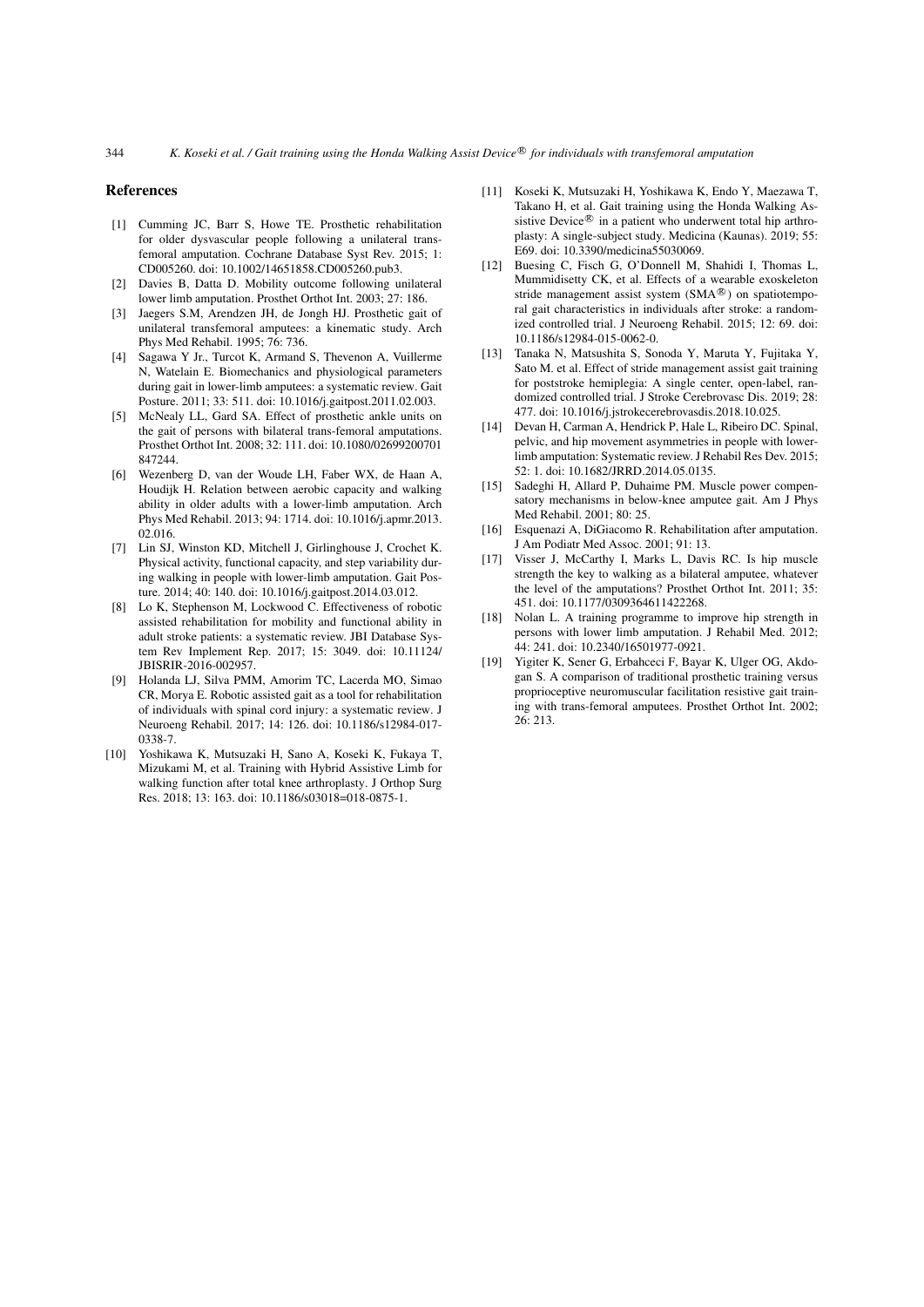## References

[1] Cumming JC, Barr S, Howe TE. Prosthetic rehabilitation for older dysvascular people following a unilateral transfemoral amputation. Cochrane Database Syst Rev. 2015; 1: CD005260. doi: 10.1002/14651858.CD005260.pub3.

[2] Davies B, Datta D. Mobility outcome following unilateral lower limb amputation. Prosthet Orthot Int. 2003; 27: 186.

[3] Jaegers S.M, Arendzen JH, de Jongh HJ. Prosthetic gait of unilateral transfemoral amputees: a kinematic study. Arch Phys Med Rehabil. 1995; 76: 736.

[4] Sagawa Y Jr., Turcot K, Armand S, Thevenon A, Vuillerme N, Watelain E. Biomechanics and physiological parameters during gait in lower-limb amputees: a systematic review. Gait Posture. 2011; 33: 511. doi: 10.1016/j.gaitpost.2011.02.003.

[5] McNealy LL, Gard SA. Effect of prosthetic ankle units on the gait of persons with bilateral trans-femoral amputations. Prosthet Orthot Int. 2008; 32: 111. doi: 10.1080/02699200701847244.

[6] Wezenberg D, van der Woude LH, Faber WX, de Haan A, Houdijk H. Relation between aerobic capacity and walking ability in older adults with a lower-limb amputation. Arch Phys Med Rehabil. 2013; 94: 1714. doi: 10.1016/j.apmr.2013.02.016.

[7] Lin SJ, Winston KD, Mitchell J, Girlinghouse J, Crochet K. Physical activity, functional capacity, and step variability during walking in people with lower-limb amputation. Gait Posture. 2014; 40: 140. doi: 10.1016/j.gaitpost.2014.03.012.

[8] Lo K, Stephenson M, Lockwood C. Effectiveness of robotic assisted rehabilitation for mobility and functional ability in adult stroke patients: a systematic review. JBI Database System Rev Implement Rep. 2017; 15: 3049. doi: 10.11124/JBISRIR-2016-002957.

[9] Holanda LJ, Silva PMM, Amorim TC, Lacerda MO, Simao CR, Morya E. Robotic assisted gait as a tool for rehabilitation of individuals with spinal cord injury: a systematic review. J Neuroeng Rehabil. 2017; 14: 126. doi: 10.1186/s12984-017-0338-7.

[10] Yoshikawa K, Mutsuzaki H, Sano A, Koseki K, Fukaya T, Mizukami M, et al. Training with Hybrid Assistive Limb for walking function after total knee arthroplasty. J Orthop Surg Res. 2018; 13: 163. doi: 10.1186/s03018=018-0875-1.

[11] Koseki K, Mutsuzaki H, Yoshikawa K, Endo Y, Maezawa T, Takano H, et al. Gait training using the Honda Walking Assistive Device® in a patient who underwent total hip arthroplasty: A single-subject study. Medicina (Kaunas). 2019; 55: E69. doi: 10.3390/medicina55030069.

[12] Buesing C, Fisch G, O'Donnell M, Shahidi I, Thomas L, Mummidisetty CK, et al. Effects of a wearable exoskeleton stride management assist system (SMA®) on spatiotemporal gait characteristics in individuals after stroke: a randomized controlled trial. J Neuroeng Rehabil. 2015; 12: 69. doi: 10.1186/s12984-015-0062-0.

[13] Tanaka N, Matsushita S, Sonoda Y, Maruta Y, Fujitaka Y, Sato M. et al. Effect of stride management assist gait training for poststroke hemiplegia: A single center, open-label, randomized controlled trial. J Stroke Cerebrovasc Dis. 2019; 28: 477. doi: 10.1016/j.jstrokecerebrovasdis.2018.10.025.

[14] Devan H, Carman A, Hendrick P, Hale L, Ribeiro DC. Spinal, pelvic, and hip movement asymmetries in people with lower-limb amputation: Systematic review. J Rehabil Res Dev. 2015; 52: 1. doi: 10.1682/JRRD.2014.05.0135.

[15] Sadeghi H, Allard P, Duhaime PM. Muscle power compensatory mechanisms in below-knee amputee gait. Am J Phys Med Rehabil. 2001; 80: 25.

[16] Esquenazi A, DiGiacomo R. Rehabilitation after amputation. J Am Podiatr Med Assoc. 2001; 91: 13.

[17] Visser J, McCarthy I, Marks L, Davis RC. Is hip muscle strength the key to walking as a bilateral amputee, whatever the level of the amputations? Prosthet Orthot Int. 2011; 35: 451. doi: 10.1177/0309364611422268.

[18] Nolan L. A training programme to improve hip strength in persons with lower limb amputation. J Rehabil Med. 2012; 44: 241. doi: 10.2340/16501977-0921.

[19] Yigiter K, Sener G, Erbahceci F, Bayar K, Ulger OG, Akdogan S. A comparison of traditional prosthetic training versus proprioceptive neuromuscular facilitation resistive gait training with trans-femoral amputees. Prosthet Orthot Int. 2002; 26: 213.